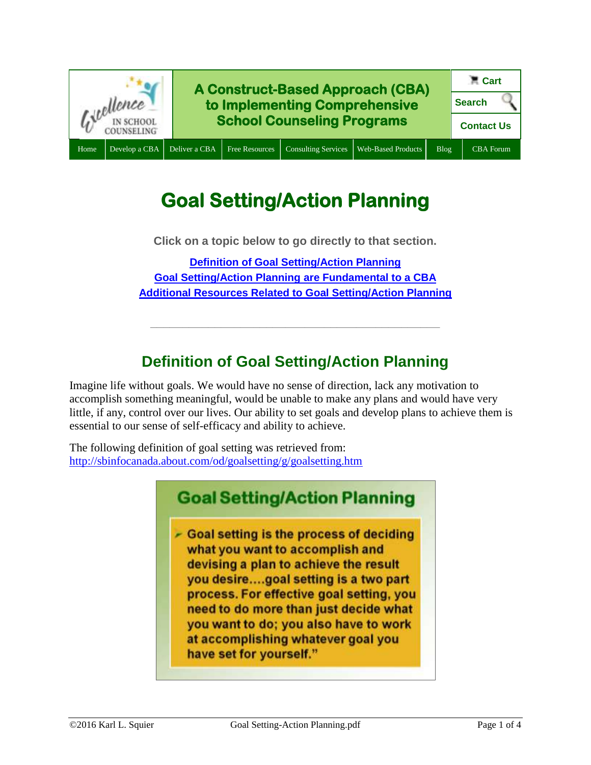A Construct-Based Approach (CBA) to Implementing Comprehensive School Counseling Programs

Cart | Search | Contact Us

Home | Develop a CBA | Deliver a CBA | Free Resources | Consulting Services | Web-Based Products | Blog | CBA Forum

# Goal Setting/Action Planning

**Click on a topic below to go directly to that section.**

[Definition of Goal Setting/Action Planning](#)
[Goal Setting/Action Planning are Fundamental to a CBA](#)
[Additional Resources Related to Goal Setting/Action Planning](#)

---

## Definition of Goal Setting/Action Planning

Imagine life without goals. We would have no sense of direction, lack any motivation to accomplish something meaningful, would be unable to make any plans and would have very little, if any, control over our lives. Our ability to set goals and develop plans to achieve them is essential to our sense of self-efficacy and ability to achieve.

The following definition of goal setting was retrieved from: http://sbinfocanada.about.com/od/goalsetting/g/goalsetting.htm

**Goal Setting/Action Planning**

- Goal setting is the process of deciding what you want to accomplish and devising a plan to achieve the result you desire....goal setting is a two part process. For effective goal setting, you need to do more than just decide what you want to do; you also have to work at accomplishing whatever goal you have set for yourself."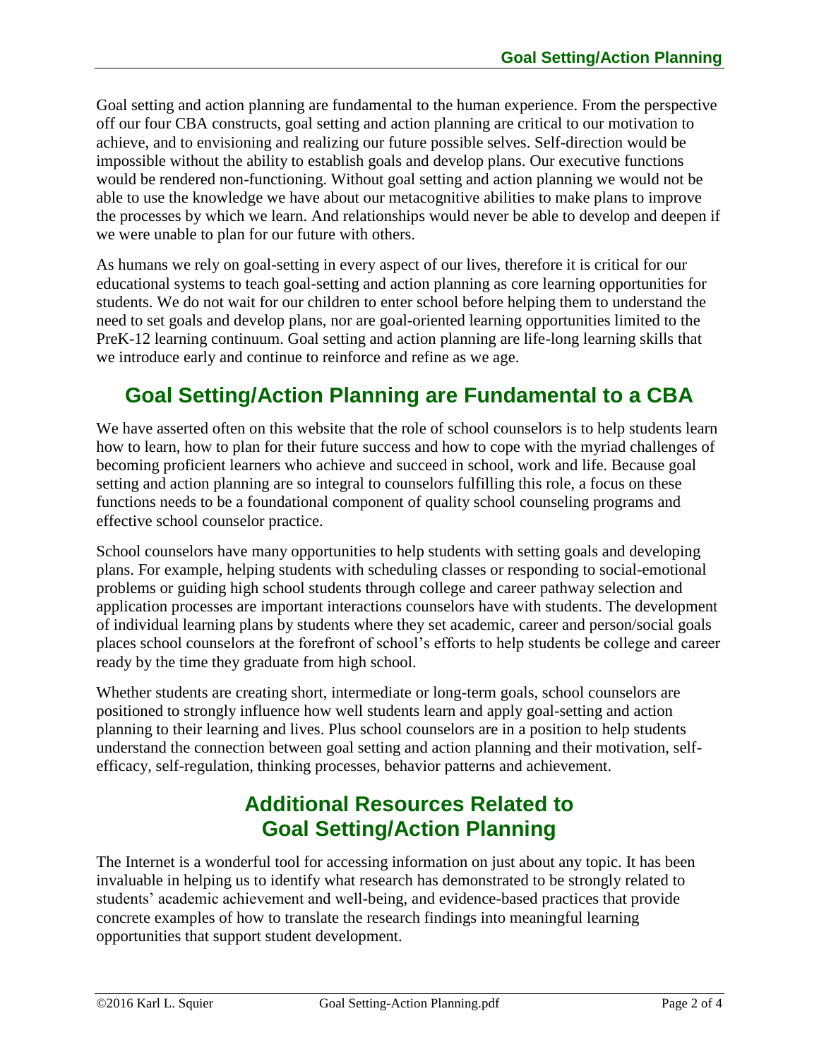Goal setting and action planning are fundamental to the human experience. From the perspective off our four CBA constructs, goal setting and action planning are critical to our motivation to achieve, and to envisioning and realizing our future possible selves. Self-direction would be impossible without the ability to establish goals and develop plans. Our executive functions would be rendered non-functioning. Without goal setting and action planning we would not be able to use the knowledge we have about our metacognitive abilities to make plans to improve the processes by which we learn. And relationships would never be able to develop and deepen if we were unable to plan for our future with others.

As humans we rely on goal-setting in every aspect of our lives, therefore it is critical for our educational systems to teach goal-setting and action planning as core learning opportunities for students. We do not wait for our children to enter school before helping them to understand the need to set goals and develop plans, nor are goal-oriented learning opportunities limited to the PreK-12 learning continuum. Goal setting and action planning are life-long learning skills that we introduce early and continue to reinforce and refine as we age.

## Goal Setting/Action Planning are Fundamental to a CBA

We have asserted often on this website that the role of school counselors is to help students learn how to learn, how to plan for their future success and how to cope with the myriad challenges of becoming proficient learners who achieve and succeed in school, work and life. Because goal setting and action planning are so integral to counselors fulfilling this role, a focus on these functions needs to be a foundational component of quality school counseling programs and effective school counselor practice.

School counselors have many opportunities to help students with setting goals and developing plans. For example, helping students with scheduling classes or responding to social-emotional problems or guiding high school students through college and career pathway selection and application processes are important interactions counselors have with students. The development of individual learning plans by students where they set academic, career and person/social goals places school counselors at the forefront of school's efforts to help students be college and career ready by the time they graduate from high school.

Whether students are creating short, intermediate or long-term goals, school counselors are positioned to strongly influence how well students learn and apply goal-setting and action planning to their learning and lives. Plus school counselors are in a position to help students understand the connection between goal setting and action planning and their motivation, self-efficacy, self-regulation, thinking processes, behavior patterns and achievement.

## Additional Resources Related to Goal Setting/Action Planning

The Internet is a wonderful tool for accessing information on just about any topic. It has been invaluable in helping us to identify what research has demonstrated to be strongly related to students' academic achievement and well-being, and evidence-based practices that provide concrete examples of how to translate the research findings into meaningful learning opportunities that support student development.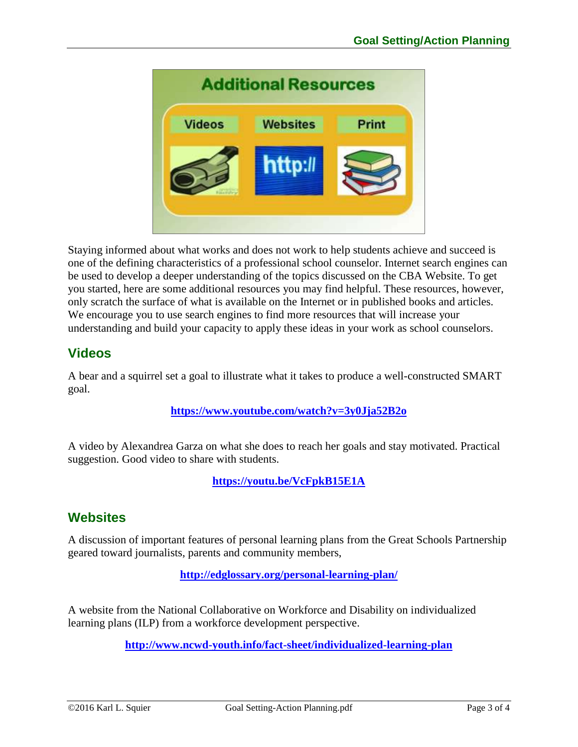Staying informed about what works and does not work to help students achieve and succeed is one of the defining characteristics of a professional school counselor. Internet search engines can be used to develop a deeper understanding of the topics discussed on the CBA Website. To get you started, here are some additional resources you may find helpful. These resources, however, only scratch the surface of what is available on the Internet or in published books and articles. We encourage you to use search engines to find more resources that will increase your understanding and build your capacity to apply these ideas in your work as school counselors.

## Videos

A bear and a squirrel set a goal to illustrate what it takes to produce a well-constructed SMART goal.

**https://www.youtube.com/watch?v=3y0Jja52B2o**

A video by Alexandrea Garza on what she does to reach her goals and stay motivated. Practical suggestion. Good video to share with students.

**https://youtu.be/VcFpkB15E1A**

## Websites

A discussion of important features of personal learning plans from the Great Schools Partnership geared toward journalists, parents and community members,

**http://edglossary.org/personal-learning-plan/**

A website from the National Collaborative on Workforce and Disability on individualized learning plans (ILP) from a workforce development perspective.

**http://www.ncwd-youth.info/fact-sheet/individualized-learning-plan**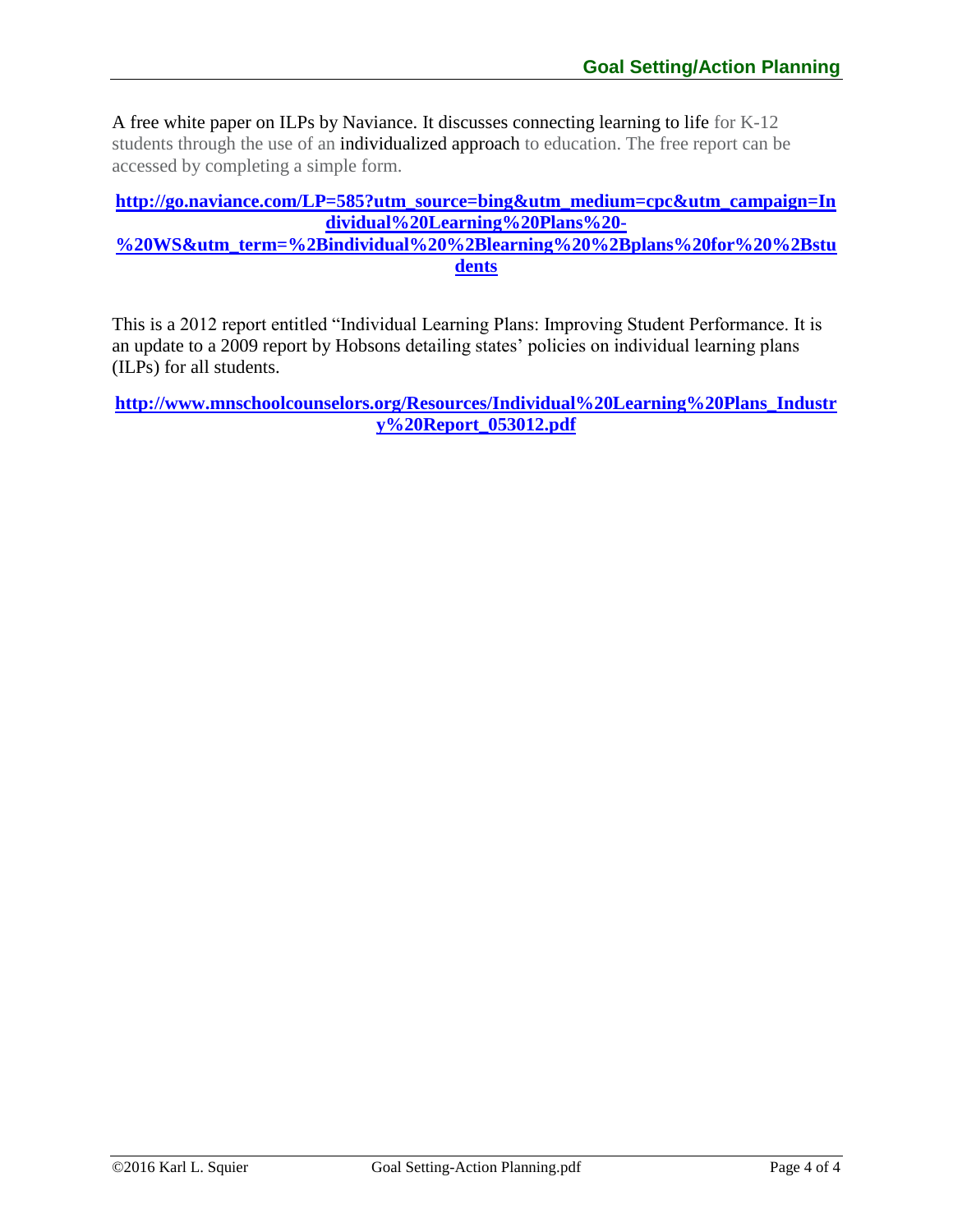A free white paper on ILPs by Naviance. It discusses connecting learning to life for K-12 students through the use of an individualized approach to education. The free report can be accessed by completing a simple form.

**http://go.naviance.com/LP=585?utm_source=bing&utm_medium=cpc&utm_campaign=Individual%20Learning%20Plans%20-%20WS&utm_term=%2Bindividual%20%2Blearning%20%2Bplans%20for%20%2Bstudents**

This is a 2012 report entitled "Individual Learning Plans: Improving Student Performance. It is an update to a 2009 report by Hobsons detailing states' policies on individual learning plans (ILPs) for all students.

**http://www.mnschoolcounselors.org/Resources/Individual%20Learning%20Plans_Industry%20Report_053012.pdf**